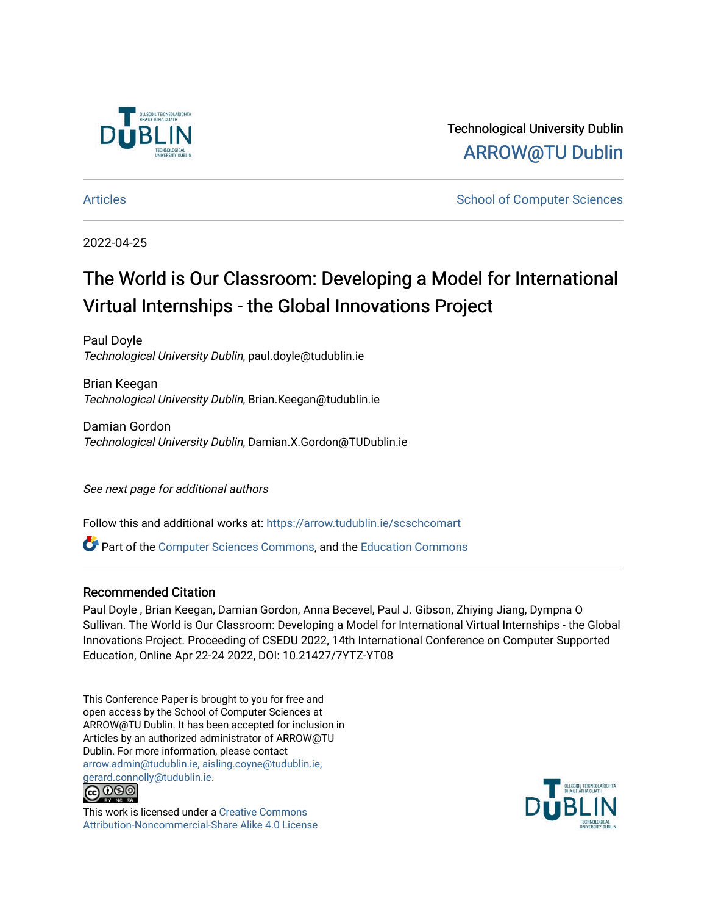Technological University Dublin

ARROW@TU Dublin

Articles | School of Computer Sciences

2022-04-25

# The World is Our Classroom: Developing a Model for International Virtual Internships - the Global Innovations Project

Paul Doyle
*Technological University Dublin*, paul.doyle@tudublin.ie

Brian Keegan
*Technological University Dublin*, Brian.Keegan@tudublin.ie

Damian Gordon
*Technological University Dublin*, Damian.X.Gordon@TUDublin.ie

*See next page for additional authors*

Follow this and additional works at: https://arrow.tudublin.ie/scschcomart

Part of the Computer Sciences Commons, and the Education Commons

## Recommended Citation

Paul Doyle , Brian Keegan, Damian Gordon, Anna Becevel, Paul J. Gibson, Zhiying Jiang, Dympna O Sullivan. The World is Our Classroom: Developing a Model for International Virtual Internships - the Global Innovations Project. Proceeding of CSEDU 2022, 14th International Conference on Computer Supported Education, Online Apr 22-24 2022, DOI: 10.21427/7YTZ-YT08

This Conference Paper is brought to you for free and open access by the School of Computer Sciences at ARROW@TU Dublin. It has been accepted for inclusion in Articles by an authorized administrator of ARROW@TU Dublin. For more information, please contact arrow.admin@tudublin.ie, aisling.coyne@tudublin.ie, gerard.connolly@tudublin.ie.

This work is licensed under a Creative Commons Attribution-Noncommercial-Share Alike 4.0 License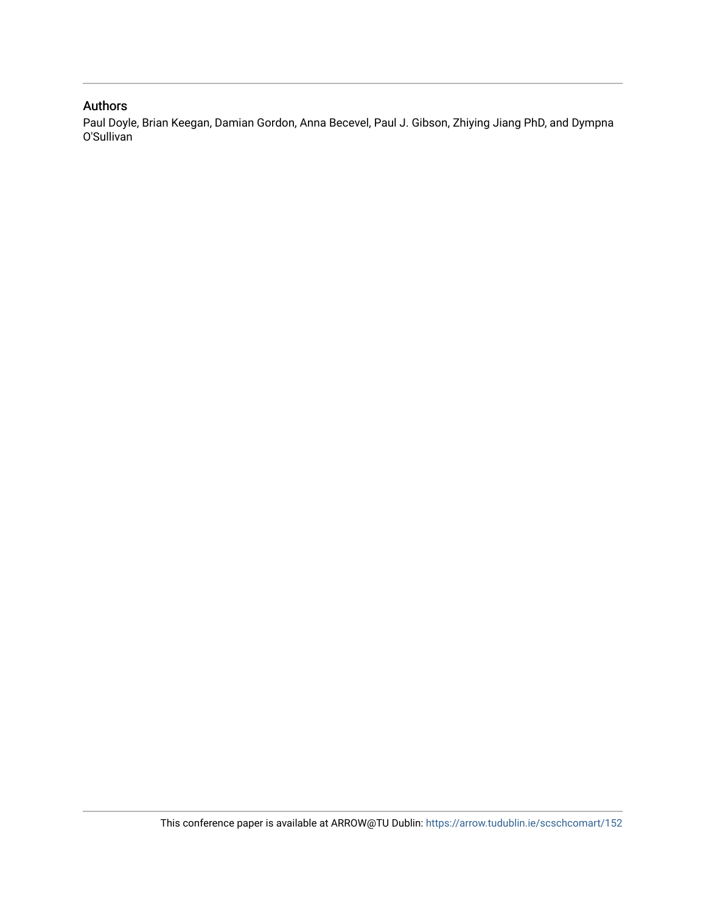## Authors

Paul Doyle, Brian Keegan, Damian Gordon, Anna Becevel, Paul J. Gibson, Zhiying Jiang PhD, and Dympna O'Sullivan

This conference paper is available at ARROW@TU Dublin: https://arrow.tudublin.ie/scschcomart/152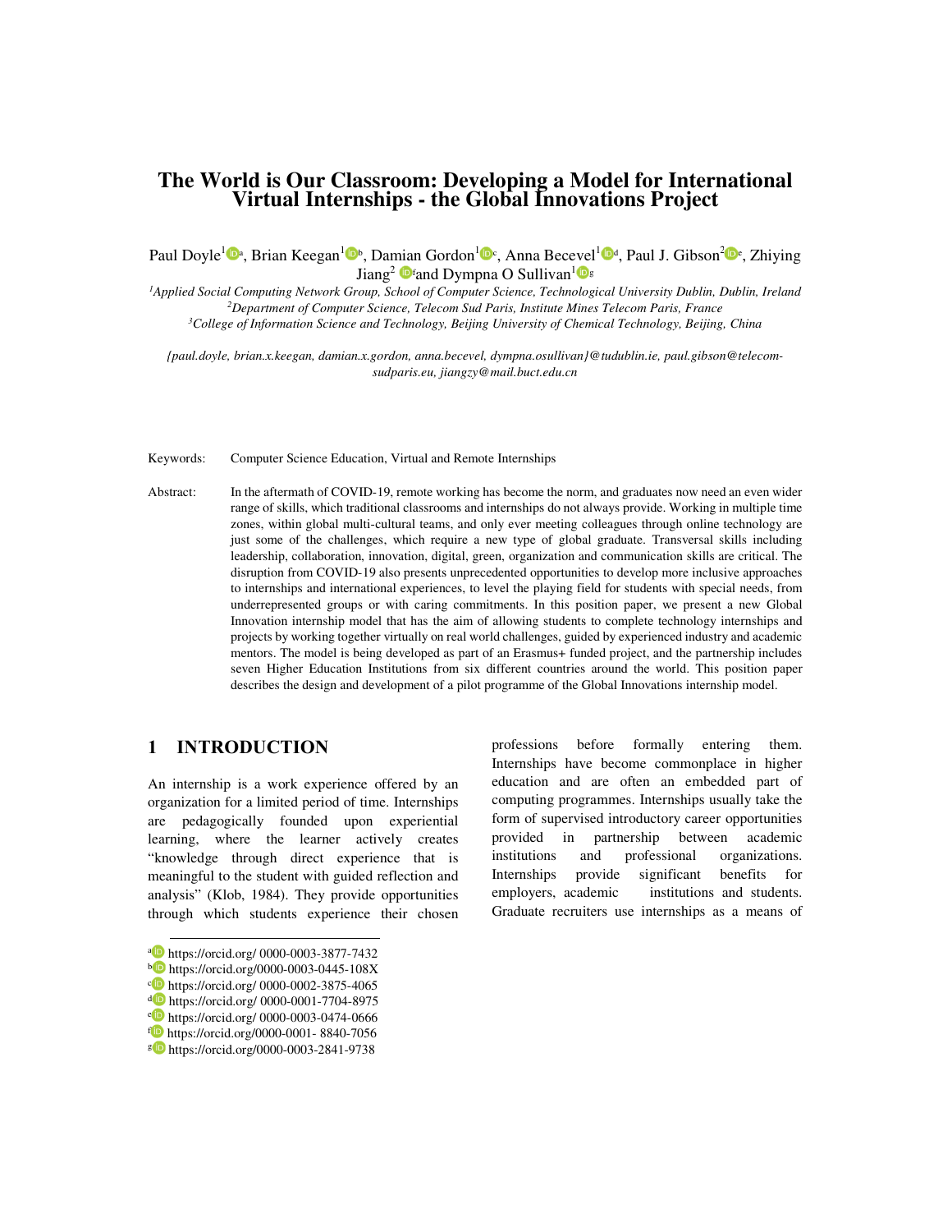# The World is Our Classroom: Developing a Model for International Virtual Internships - the Global Innovations Project

Paul Doyle[1][a], Brian Keegan[1][b], Damian Gordon[1][c], Anna Becevel[1][d], Paul J. Gibson[2][e], Zhiying Jiang[2][f] and Dympna O Sullivan[1][g]

[1]*Applied Social Computing Network Group, School of Computer Science, Technological University Dublin, Dublin, Ireland*
[2]*Department of Computer Science, Telecom Sud Paris, Institute Mines Telecom Paris, France*
[3]*College of Information Science and Technology, Beijing University of Chemical Technology, Beijing, China*

*{paul.doyle, brian.x.keegan, damian.x.gordon, anna.becevel, dympna.osullivan}@tudublin.ie, paul.gibson@telecom-sudparis.eu, jiangzy@mail.buct.edu.cn*

Keywords: Computer Science Education, Virtual and Remote Internships

Abstract: In the aftermath of COVID-19, remote working has become the norm, and graduates now need an even wider range of skills, which traditional classrooms and internships do not always provide. Working in multiple time zones, within global multi-cultural teams, and only ever meeting colleagues through online technology are just some of the challenges, which require a new type of global graduate. Transversal skills including leadership, collaboration, innovation, digital, green, organization and communication skills are critical. The disruption from COVID-19 also presents unprecedented opportunities to develop more inclusive approaches to internships and international experiences, to level the playing field for students with special needs, from underrepresented groups or with caring commitments. In this position paper, we present a new Global Innovation internship model that has the aim of allowing students to complete technology internships and projects by working together virtually on real world challenges, guided by experienced industry and academic mentors. The model is being developed as part of an Erasmus+ funded project, and the partnership includes seven Higher Education Institutions from six different countries around the world. This position paper describes the design and development of a pilot programme of the Global Innovations internship model.

## 1 INTRODUCTION

An internship is a work experience offered by an organization for a limited period of time. Internships are pedagogically founded upon experiential learning, where the learner actively creates "knowledge through direct experience that is meaningful to the student with guided reflection and analysis" (Klob, 1984). They provide opportunities through which students experience their chosen professions before formally entering them. Internships have become commonplace in higher education and are often an embedded part of computing programmes. Internships usually take the form of supervised introductory career opportunities provided in partnership between academic institutions and professional organizations. Internships provide significant benefits for employers, academic institutions and students. Graduate recruiters use internships as a means of

---

[a] https://orcid.org/ 0000-0003-3877-7432
[b] https://orcid.org/0000-0003-0445-108X
[c] https://orcid.org/ 0000-0002-3875-4065
[d] https://orcid.org/ 0000-0001-7704-8975
[e] https://orcid.org/ 0000-0003-0474-0666
[f] https://orcid.org/0000-0001- 8840-7056
[g] https://orcid.org/0000-0003-2841-9738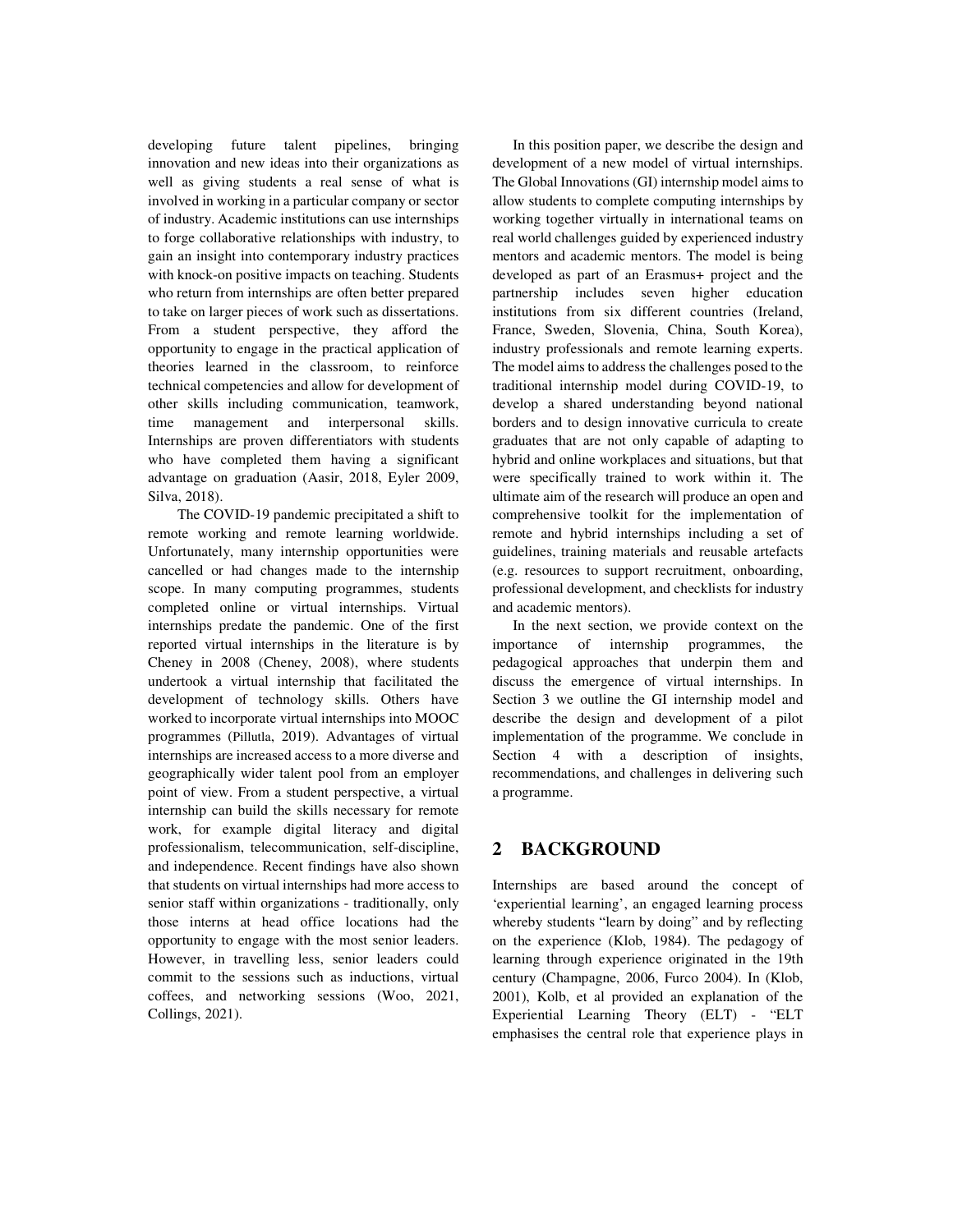developing future talent pipelines, bringing innovation and new ideas into their organizations as well as giving students a real sense of what is involved in working in a particular company or sector of industry. Academic institutions can use internships to forge collaborative relationships with industry, to gain an insight into contemporary industry practices with knock-on positive impacts on teaching. Students who return from internships are often better prepared to take on larger pieces of work such as dissertations. From a student perspective, they afford the opportunity to engage in the practical application of theories learned in the classroom, to reinforce technical competencies and allow for development of other skills including communication, teamwork, time management and interpersonal skills. Internships are proven differentiators with students who have completed them having a significant advantage on graduation (Aasir, 2018, Eyler 2009, Silva, 2018).

The COVID-19 pandemic precipitated a shift to remote working and remote learning worldwide. Unfortunately, many internship opportunities were cancelled or had changes made to the internship scope. In many computing programmes, students completed online or virtual internships. Virtual internships predate the pandemic. One of the first reported virtual internships in the literature is by Cheney in 2008 (Cheney, 2008), where students undertook a virtual internship that facilitated the development of technology skills. Others have worked to incorporate virtual internships into MOOC programmes (Pillutla, 2019). Advantages of virtual internships are increased access to a more diverse and geographically wider talent pool from an employer point of view. From a student perspective, a virtual internship can build the skills necessary for remote work, for example digital literacy and digital professionalism, telecommunication, self-discipline, and independence. Recent findings have also shown that students on virtual internships had more access to senior staff within organizations - traditionally, only those interns at head office locations had the opportunity to engage with the most senior leaders. However, in travelling less, senior leaders could commit to the sessions such as inductions, virtual coffees, and networking sessions (Woo, 2021, Collings, 2021).

In this position paper, we describe the design and development of a new model of virtual internships. The Global Innovations (GI) internship model aims to allow students to complete computing internships by working together virtually in international teams on real world challenges guided by experienced industry mentors and academic mentors. The model is being developed as part of an Erasmus+ project and the partnership includes seven higher education institutions from six different countries (Ireland, France, Sweden, Slovenia, China, South Korea), industry professionals and remote learning experts. The model aims to address the challenges posed to the traditional internship model during COVID-19, to develop a shared understanding beyond national borders and to design innovative curricula to create graduates that are not only capable of adapting to hybrid and online workplaces and situations, but that were specifically trained to work within it. The ultimate aim of the research will produce an open and comprehensive toolkit for the implementation of remote and hybrid internships including a set of guidelines, training materials and reusable artefacts (e.g. resources to support recruitment, onboarding, professional development, and checklists for industry and academic mentors).

In the next section, we provide context on the importance of internship programmes, the pedagogical approaches that underpin them and discuss the emergence of virtual internships. In Section 3 we outline the GI internship model and describe the design and development of a pilot implementation of the programme. We conclude in Section 4 with a description of insights, recommendations, and challenges in delivering such a programme.

## 2 BACKGROUND

Internships are based around the concept of 'experiential learning', an engaged learning process whereby students "learn by doing" and by reflecting on the experience (Klob, 1984). The pedagogy of learning through experience originated in the 19th century (Champagne, 2006, Furco 2004). In (Klob, 2001), Kolb, et al provided an explanation of the Experiential Learning Theory (ELT) - "ELT emphasises the central role that experience plays in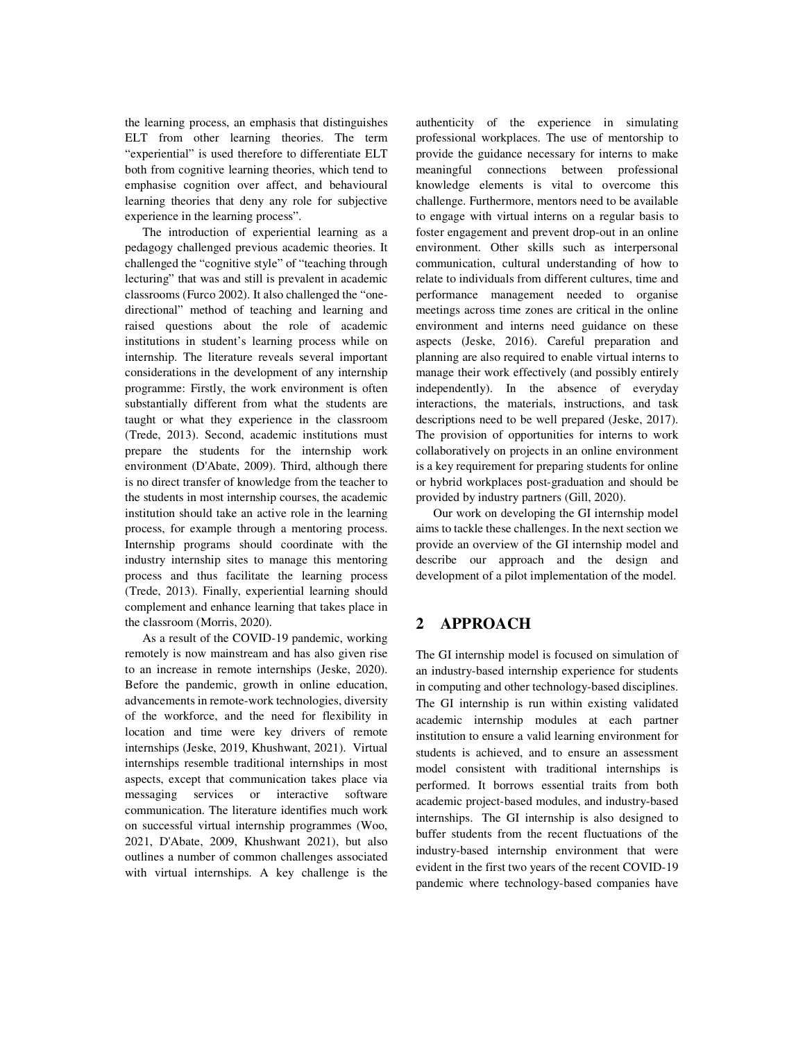the learning process, an emphasis that distinguishes ELT from other learning theories. The term "experiential" is used therefore to differentiate ELT both from cognitive learning theories, which tend to emphasise cognition over affect, and behavioural learning theories that deny any role for subjective experience in the learning process".

The introduction of experiential learning as a pedagogy challenged previous academic theories. It challenged the "cognitive style" of "teaching through lecturing" that was and still is prevalent in academic classrooms (Furco 2002). It also challenged the "one-directional" method of teaching and learning and raised questions about the role of academic institutions in student's learning process while on internship. The literature reveals several important considerations in the development of any internship programme: Firstly, the work environment is often substantially different from what the students are taught or what they experience in the classroom (Trede, 2013). Second, academic institutions must prepare the students for the internship work environment (D'Abate, 2009). Third, although there is no direct transfer of knowledge from the teacher to the students in most internship courses, the academic institution should take an active role in the learning process, for example through a mentoring process. Internship programs should coordinate with the industry internship sites to manage this mentoring process and thus facilitate the learning process (Trede, 2013). Finally, experiential learning should complement and enhance learning that takes place in the classroom (Morris, 2020).

As a result of the COVID-19 pandemic, working remotely is now mainstream and has also given rise to an increase in remote internships (Jeske, 2020). Before the pandemic, growth in online education, advancements in remote-work technologies, diversity of the workforce, and the need for flexibility in location and time were key drivers of remote internships (Jeske, 2019, Khushwant, 2021). Virtual internships resemble traditional internships in most aspects, except that communication takes place via messaging services or interactive software communication. The literature identifies much work on successful virtual internship programmes (Woo, 2021, D'Abate, 2009, Khushwant 2021), but also outlines a number of common challenges associated with virtual internships. A key challenge is the authenticity of the experience in simulating professional workplaces. The use of mentorship to provide the guidance necessary for interns to make meaningful connections between professional knowledge elements is vital to overcome this challenge. Furthermore, mentors need to be available to engage with virtual interns on a regular basis to foster engagement and prevent drop-out in an online environment. Other skills such as interpersonal communication, cultural understanding of how to relate to individuals from different cultures, time and performance management needed to organise meetings across time zones are critical in the online environment and interns need guidance on these aspects (Jeske, 2016). Careful preparation and planning are also required to enable virtual interns to manage their work effectively (and possibly entirely independently). In the absence of everyday interactions, the materials, instructions, and task descriptions need to be well prepared (Jeske, 2017). The provision of opportunities for interns to work collaboratively on projects in an online environment is a key requirement for preparing students for online or hybrid workplaces post-graduation and should be provided by industry partners (Gill, 2020).

Our work on developing the GI internship model aims to tackle these challenges. In the next section we provide an overview of the GI internship model and describe our approach and the design and development of a pilot implementation of the model.

## 2 APPROACH

The GI internship model is focused on simulation of an industry-based internship experience for students in computing and other technology-based disciplines. The GI internship is run within existing validated academic internship modules at each partner institution to ensure a valid learning environment for students is achieved, and to ensure an assessment model consistent with traditional internships is performed. It borrows essential traits from both academic project-based modules, and industry-based internships. The GI internship is also designed to buffer students from the recent fluctuations of the industry-based internship environment that were evident in the first two years of the recent COVID-19 pandemic where technology-based companies have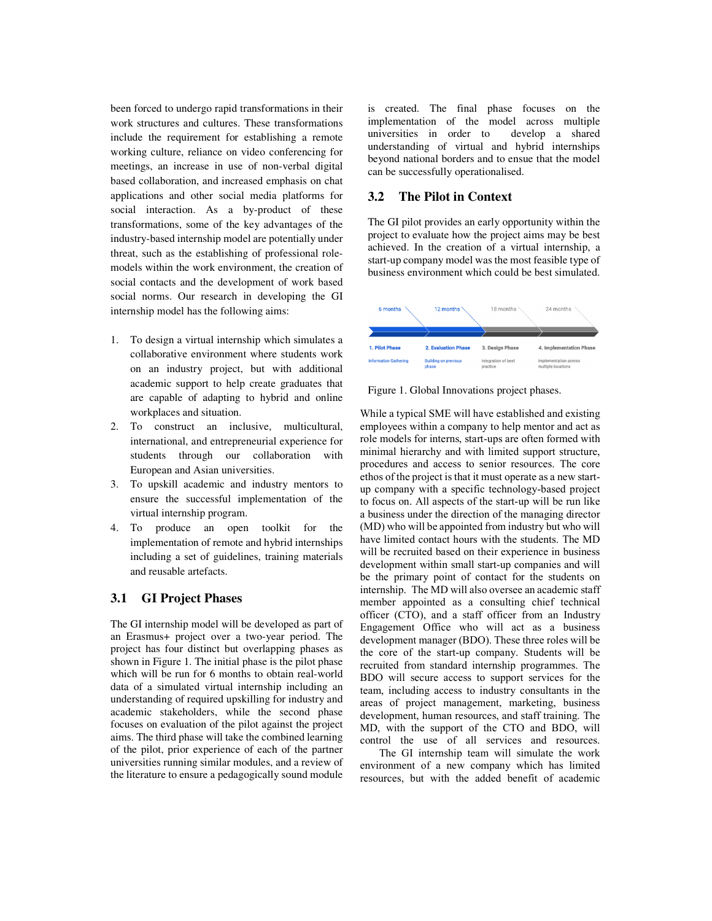been forced to undergo rapid transformations in their work structures and cultures. These transformations include the requirement for establishing a remote working culture, reliance on video conferencing for meetings, an increase in use of non-verbal digital based collaboration, and increased emphasis on chat applications and other social media platforms for social interaction. As a by-product of these transformations, some of the key advantages of the industry-based internship model are potentially under threat, such as the establishing of professional role-models within the work environment, the creation of social contacts and the development of work based social norms. Our research in developing the GI internship model has the following aims:

1. To design a virtual internship which simulates a collaborative environment where students work on an industry project, but with additional academic support to help create graduates that are capable of adapting to hybrid and online workplaces and situation.
2. To construct an inclusive, multicultural, international, and entrepreneurial experience for students through our collaboration with European and Asian universities.
3. To upskill academic and industry mentors to ensure the successful implementation of the virtual internship program.
4. To produce an open toolkit for the implementation of remote and hybrid internships including a set of guidelines, training materials and reusable artefacts.

## 3.1 GI Project Phases

The GI internship model will be developed as part of an Erasmus+ project over a two-year period. The project has four distinct but overlapping phases as shown in Figure 1. The initial phase is the pilot phase which will be run for 6 months to obtain real-world data of a simulated virtual internship including an understanding of required upskilling for industry and academic stakeholders, while the second phase focuses on evaluation of the pilot against the project aims. The third phase will take the combined learning of the pilot, prior experience of each of the partner universities running similar modules, and a review of the literature to ensure a pedagogically sound module is created. The final phase focuses on the implementation of the model across multiple universities in order to develop a shared understanding of virtual and hybrid internships beyond national borders and to ensue that the model can be successfully operationalised.

## 3.2 The Pilot in Context

The GI pilot provides an early opportunity within the project to evaluate how the project aims may be best achieved. In the creation of a virtual internship, a start-up company model was the most feasible type of business environment which could be best simulated.

| 6 months | 12 months | 18 months | 24 months |
|---|---|---|---|
| 1. Pilot Phase | 2. Evaluation Phase | 3. Design Phase | 4. Implementation Phase |
| Information Gathering | Building on previous phase | Integration of best practice | Implementation across multiple locations |

Figure 1. Global Innovations project phases.

While a typical SME will have established and existing employees within a company to help mentor and act as role models for interns, start-ups are often formed with minimal hierarchy and with limited support structure, procedures and access to senior resources. The core ethos of the project is that it must operate as a new start-up company with a specific technology-based project to focus on. All aspects of the start-up will be run like a business under the direction of the managing director (MD) who will be appointed from industry but who will have limited contact hours with the students. The MD will be recruited based on their experience in business development within small start-up companies and will be the primary point of contact for the students on internship. The MD will also oversee an academic staff member appointed as a consulting chief technical officer (CTO), and a staff officer from an Industry Engagement Office who will act as a business development manager (BDO). These three roles will be the core of the start-up company. Students will be recruited from standard internship programmes. The BDO will secure access to support services for the team, including access to industry consultants in the areas of project management, marketing, business development, human resources, and staff training. The MD, with the support of the CTO and BDO, will control the use of all services and resources.

The GI internship team will simulate the work environment of a new company which has limited resources, but with the added benefit of academic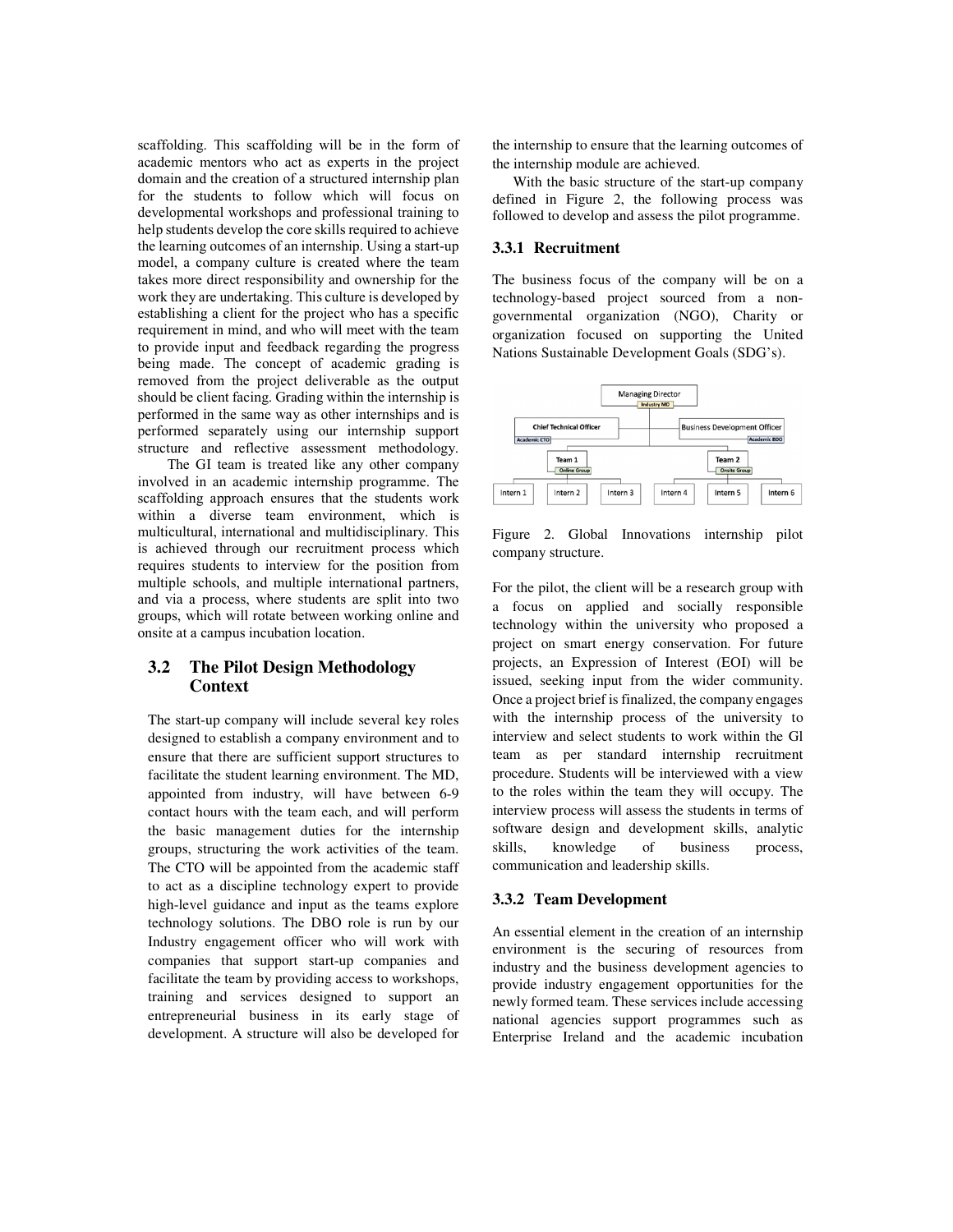scaffolding. This scaffolding will be in the form of academic mentors who act as experts in the project domain and the creation of a structured internship plan for the students to follow which will focus on developmental workshops and professional training to help students develop the core skills required to achieve the learning outcomes of an internship. Using a start-up model, a company culture is created where the team takes more direct responsibility and ownership for the work they are undertaking. This culture is developed by establishing a client for the project who has a specific requirement in mind, and who will meet with the team to provide input and feedback regarding the progress being made. The concept of academic grading is removed from the project deliverable as the output should be client facing. Grading within the internship is performed in the same way as other internships and is performed separately using our internship support structure and reflective assessment methodology.

The GI team is treated like any other company involved in an academic internship programme. The scaffolding approach ensures that the students work within a diverse team environment, which is multicultural, international and multidisciplinary. This is achieved through our recruitment process which requires students to interview for the position from multiple schools, and multiple international partners, and via a process, where students are split into two groups, which will rotate between working online and onsite at a campus incubation location.

## 3.2 The Pilot Design Methodology Context

The start-up company will include several key roles designed to establish a company environment and to ensure that there are sufficient support structures to facilitate the student learning environment. The MD, appointed from industry, will have between 6-9 contact hours with the team each, and will perform the basic management duties for the internship groups, structuring the work activities of the team. The CTO will be appointed from the academic staff to act as a discipline technology expert to provide high-level guidance and input as the teams explore technology solutions. The DBO role is run by our Industry engagement officer who will work with companies that support start-up companies and facilitate the team by providing access to workshops, training and services designed to support an entrepreneurial business in its early stage of development. A structure will also be developed for the internship to ensure that the learning outcomes of the internship module are achieved.

With the basic structure of the start-up company defined in Figure 2, the following process was followed to develop and assess the pilot programme.

### 3.3.1 Recruitment

The business focus of the company will be on a technology-based project sourced from a non-governmental organization (NGO), Charity or organization focused on supporting the United Nations Sustainable Development Goals (SDG's).

Figure 2. Global Innovations internship pilot company structure.

For the pilot, the client will be a research group with a focus on applied and socially responsible technology within the university who proposed a project on smart energy conservation. For future projects, an Expression of Interest (EOI) will be issued, seeking input from the wider community. Once a project brief is finalized, the company engages with the internship process of the university to interview and select students to work within the Gl team as per standard internship recruitment procedure. Students will be interviewed with a view to the roles within the team they will occupy. The interview process will assess the students in terms of software design and development skills, analytic skills, knowledge of business process, communication and leadership skills.

### 3.3.2 Team Development

An essential element in the creation of an internship environment is the securing of resources from industry and the business development agencies to provide industry engagement opportunities for the newly formed team. These services include accessing national agencies support programmes such as Enterprise Ireland and the academic incubation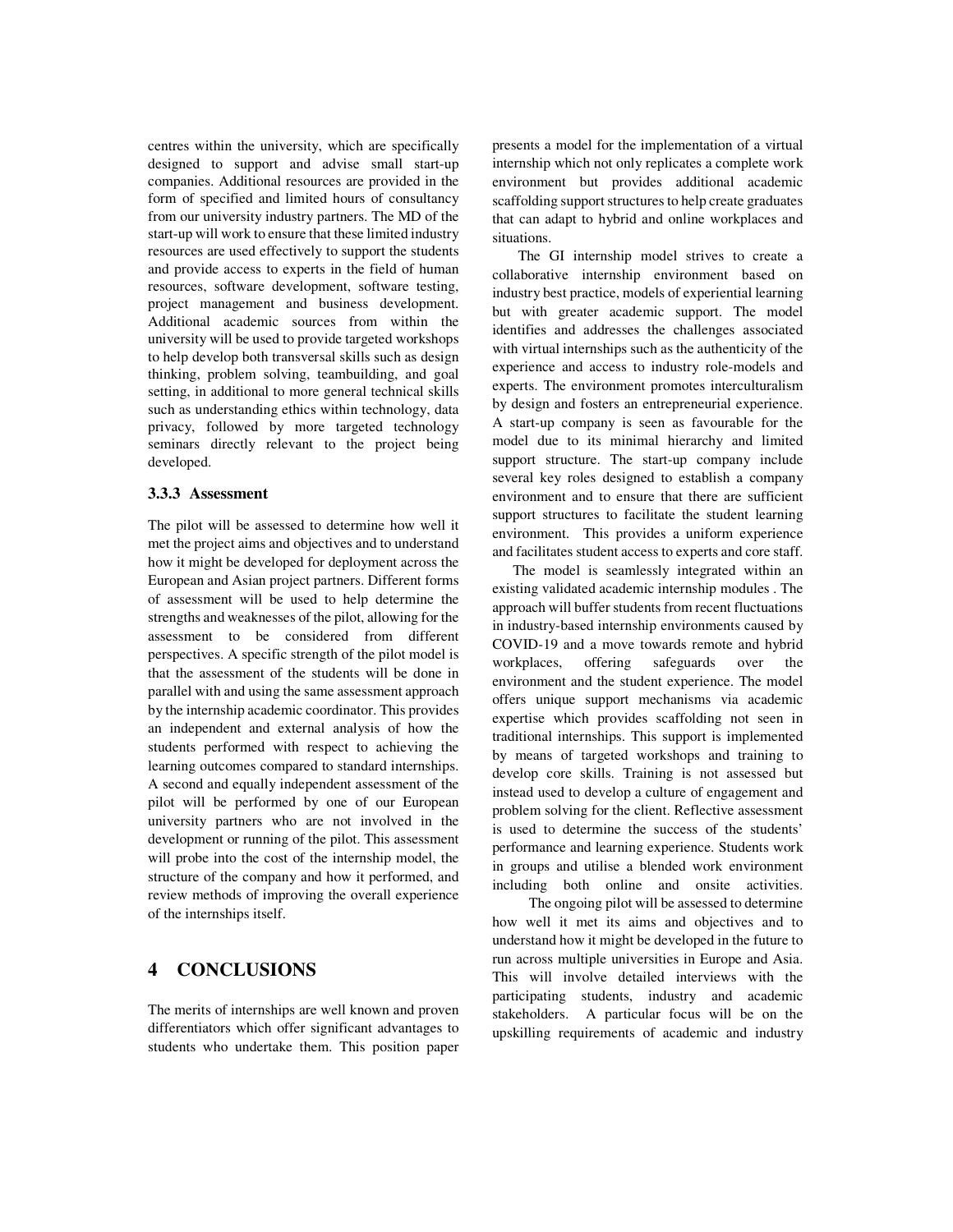centres within the university, which are specifically designed to support and advise small start-up companies. Additional resources are provided in the form of specified and limited hours of consultancy from our university industry partners. The MD of the start-up will work to ensure that these limited industry resources are used effectively to support the students and provide access to experts in the field of human resources, software development, software testing, project management and business development. Additional academic sources from within the university will be used to provide targeted workshops to help develop both transversal skills such as design thinking, problem solving, teambuilding, and goal setting, in additional to more general technical skills such as understanding ethics within technology, data privacy, followed by more targeted technology seminars directly relevant to the project being developed.

### 3.3.3 Assessment

The pilot will be assessed to determine how well it met the project aims and objectives and to understand how it might be developed for deployment across the European and Asian project partners. Different forms of assessment will be used to help determine the strengths and weaknesses of the pilot, allowing for the assessment to be considered from different perspectives. A specific strength of the pilot model is that the assessment of the students will be done in parallel with and using the same assessment approach by the internship academic coordinator. This provides an independent and external analysis of how the students performed with respect to achieving the learning outcomes compared to standard internships. A second and equally independent assessment of the pilot will be performed by one of our European university partners who are not involved in the development or running of the pilot. This assessment will probe into the cost of the internship model, the structure of the company and how it performed, and review methods of improving the overall experience of the internships itself.

## 4 CONCLUSIONS

The merits of internships are well known and proven differentiators which offer significant advantages to students who undertake them. This position paper presents a model for the implementation of a virtual internship which not only replicates a complete work environment but provides additional academic scaffolding support structures to help create graduates that can adapt to hybrid and online workplaces and situations.

The GI internship model strives to create a collaborative internship environment based on industry best practice, models of experiential learning but with greater academic support. The model identifies and addresses the challenges associated with virtual internships such as the authenticity of the experience and access to industry role-models and experts. The environment promotes interculturalism by design and fosters an entrepreneurial experience. A start-up company is seen as favourable for the model due to its minimal hierarchy and limited support structure. The start-up company include several key roles designed to establish a company environment and to ensure that there are sufficient support structures to facilitate the student learning environment. This provides a uniform experience and facilitates student access to experts and core staff.

The model is seamlessly integrated within an existing validated academic internship modules . The approach will buffer students from recent fluctuations in industry-based internship environments caused by COVID-19 and a move towards remote and hybrid workplaces, offering safeguards over the environment and the student experience. The model offers unique support mechanisms via academic expertise which provides scaffolding not seen in traditional internships. This support is implemented by means of targeted workshops and training to develop core skills. Training is not assessed but instead used to develop a culture of engagement and problem solving for the client. Reflective assessment is used to determine the success of the students' performance and learning experience. Students work in groups and utilise a blended work environment including both online and onsite activities.

The ongoing pilot will be assessed to determine how well it met its aims and objectives and to understand how it might be developed in the future to run across multiple universities in Europe and Asia. This will involve detailed interviews with the participating students, industry and academic stakeholders. A particular focus will be on the upskilling requirements of academic and industry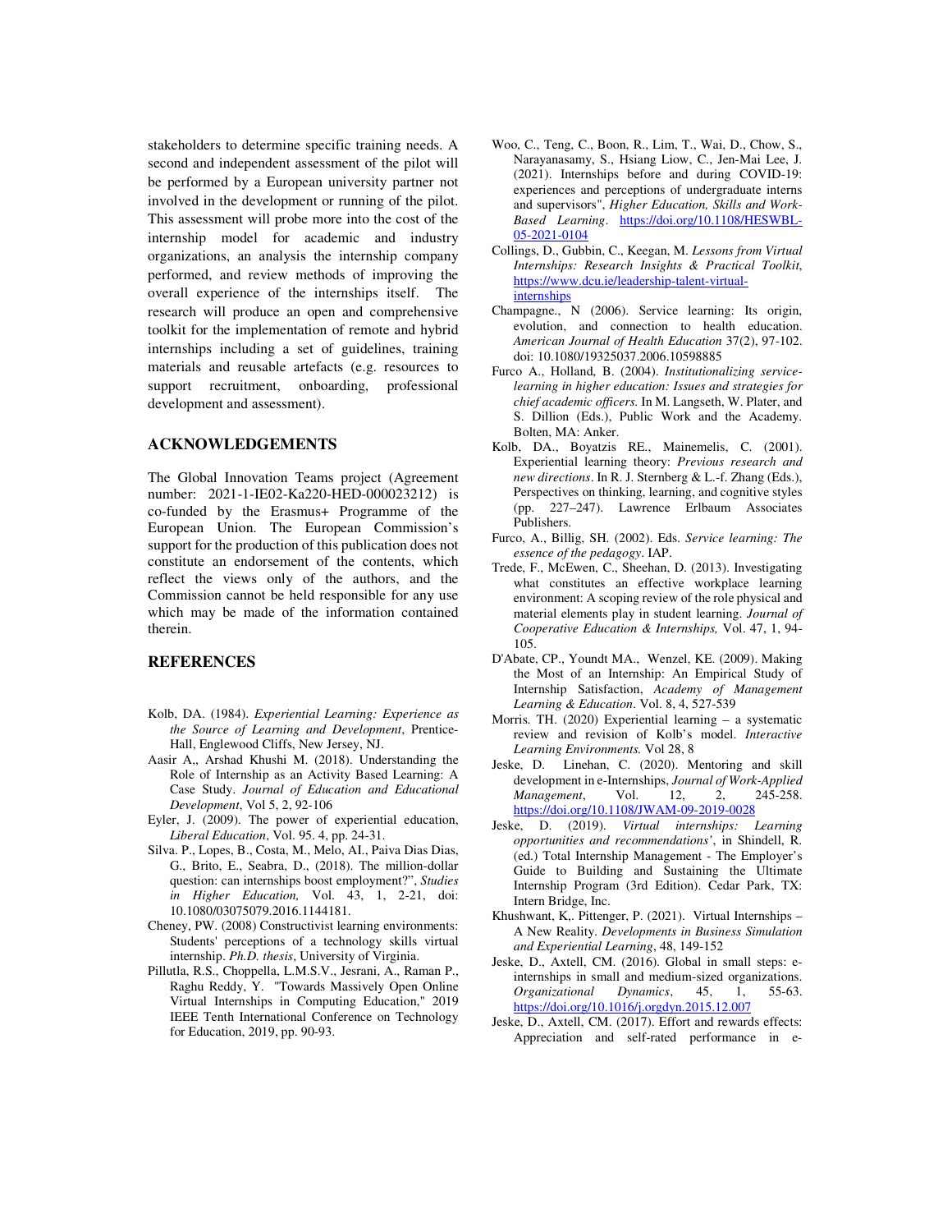stakeholders to determine specific training needs. A second and independent assessment of the pilot will be performed by a European university partner not involved in the development or running of the pilot. This assessment will probe more into the cost of the internship model for academic and industry organizations, an analysis the internship company performed, and review methods of improving the overall experience of the internships itself. The research will produce an open and comprehensive toolkit for the implementation of remote and hybrid internships including a set of guidelines, training materials and reusable artefacts (e.g. resources to support recruitment, onboarding, professional development and assessment).

## ACKNOWLEDGEMENTS

The Global Innovation Teams project (Agreement number: 2021-1-IE02-Ka220-HED-000023212) is co-funded by the Erasmus+ Programme of the European Union. The European Commission's support for the production of this publication does not constitute an endorsement of the contents, which reflect the views only of the authors, and the Commission cannot be held responsible for any use which may be made of the information contained therein.

## REFERENCES

Kolb, DA. (1984). *Experiential Learning: Experience as the Source of Learning and Development*, Prentice-Hall, Englewood Cliffs, New Jersey, NJ.

Aasir A,, Arshad Khushi M. (2018). Understanding the Role of Internship as an Activity Based Learning: A Case Study. *Journal of Education and Educational Development*, Vol 5, 2, 92-106

Eyler, J. (2009). The power of experiential education, *Liberal Education*, Vol. 95. 4, pp. 24-31.

Silva. P., Lopes, B., Costa, M., Melo, AI., Paiva Dias Dias, G., Brito, E., Seabra, D., (2018). The million-dollar question: can internships boost employment?", *Studies in Higher Education,* Vol. 43, 1, 2-21, doi: 10.1080/03075079.2016.1144181.

Cheney, PW. (2008) Constructivist learning environments: Students' perceptions of a technology skills virtual internship. *Ph.D. thesis*, University of Virginia.

Pillutla, R.S., Choppella, L.M.S.V., Jesrani, A., Raman P., Raghu Reddy, Y. "Towards Massively Open Online Virtual Internships in Computing Education," 2019 IEEE Tenth International Conference on Technology for Education, 2019, pp. 90-93.

Woo, C., Teng, C., Boon, R., Lim, T., Wai, D., Chow, S., Narayanasamy, S., Hsiang Liow, C., Jen-Mai Lee, J. (2021). Internships before and during COVID-19: experiences and perceptions of undergraduate interns and supervisors", *Higher Education, Skills and Work-Based Learning*. https://doi.org/10.1108/HESWBL-05-2021-0104

Collings, D., Gubbin, C., Keegan, M. *Lessons from Virtual Internships: Research Insights & Practical Toolkit*, https://www.dcu.ie/leadership-talent-virtual-internships

Champagne., N (2006). Service learning: Its origin, evolution, and connection to health education. *American Journal of Health Education* 37(2), 97-102. doi: 10.1080/19325037.2006.10598885

Furco A., Holland, B. (2004). *Institutionalizing service-learning in higher education: Issues and strategies for chief academic officers.* In M. Langseth, W. Plater, and S. Dillion (Eds.), Public Work and the Academy. Bolten, MA: Anker.

Kolb, DA., Boyatzis RE., Mainemelis, C. (2001). Experiential learning theory: *Previous research and new directions*. In R. J. Sternberg & L.-f. Zhang (Eds.), Perspectives on thinking, learning, and cognitive styles (pp. 227–247). Lawrence Erlbaum Associates Publishers.

Furco, A., Billig, SH. (2002). Eds. *Service learning: The essence of the pedagogy*. IAP.

Trede, F., McEwen, C., Sheehan, D. (2013). Investigating what constitutes an effective workplace learning environment: A scoping review of the role physical and material elements play in student learning. *Journal of Cooperative Education & Internships,* Vol. 47, 1, 94-105.

D'Abate, CP., Youndt MA., Wenzel, KE. (2009). Making the Most of an Internship: An Empirical Study of Internship Satisfaction, *Academy of Management Learning & Education*. Vol. 8, 4, 527-539

Morris. TH. (2020) Experiential learning – a systematic review and revision of Kolb's model. *Interactive Learning Environments.* Vol 28, 8

Jeske, D. Linehan, C. (2020). Mentoring and skill development in e-Internships, *Journal of Work-Applied Management*, Vol. 12, 2, 245-258. https://doi.org/10.1108/JWAM-09-2019-0028

Jeske, D. (2019). *Virtual internships: Learning opportunities and recommendations'*, in Shindell, R. (ed.) Total Internship Management - The Employer's Guide to Building and Sustaining the Ultimate Internship Program (3rd Edition). Cedar Park, TX: Intern Bridge, Inc.

Khushwant, K,. Pittenger, P. (2021). Virtual Internships – A New Reality. *Developments in Business Simulation and Experiential Learning*, 48, 149-152

Jeske, D., Axtell, CM. (2016). Global in small steps: e-internships in small and medium-sized organizations. *Organizational Dynamics*, 45, 1, 55-63. https://doi.org/10.1016/j.orgdyn.2015.12.007

Jeske, D., Axtell, CM. (2017). Effort and rewards effects: Appreciation and self-rated performance in e-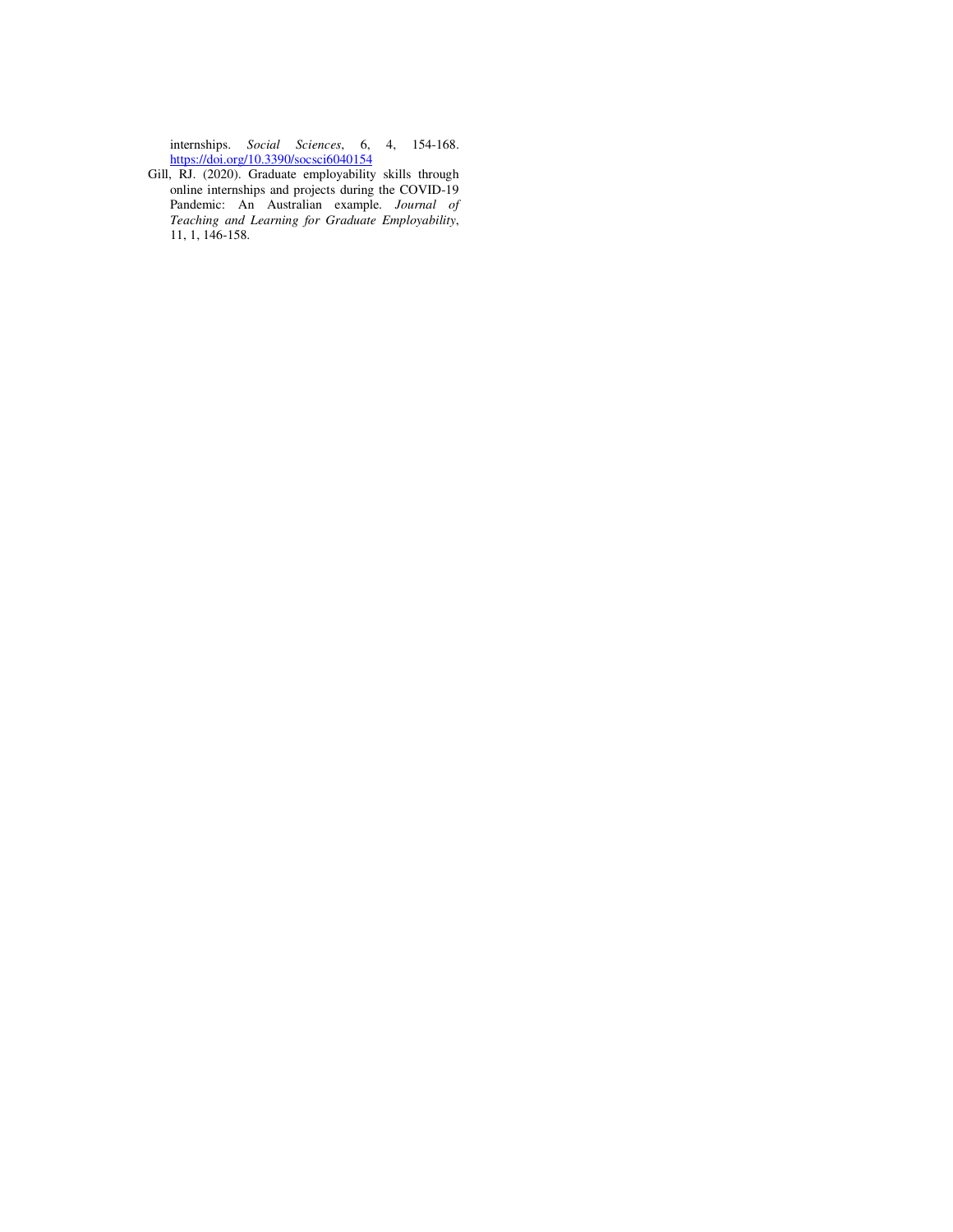internships. *Social Sciences*, 6, 4, 154-168. https://doi.org/10.3390/socsci6040154

Gill, RJ. (2020). Graduate employability skills through online internships and projects during the COVID-19 Pandemic: An Australian example. *Journal of Teaching and Learning for Graduate Employability*, 11, 1, 146-158.